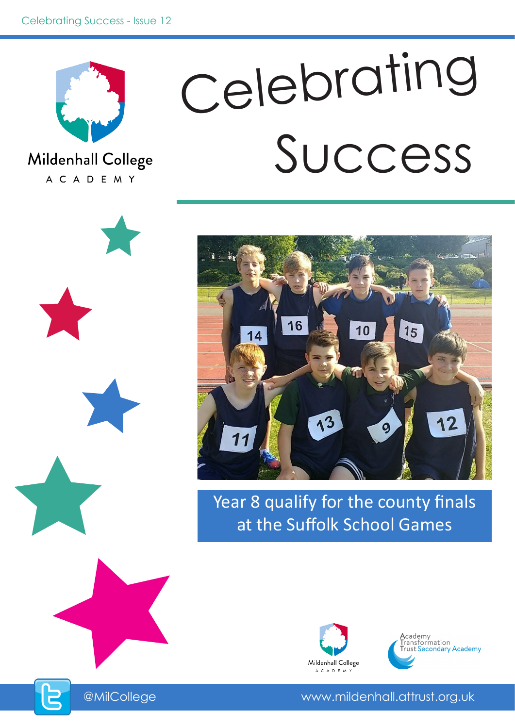Celebrating Success - Issue 12

Mildenhall College ACADEMY

# Celebrating Success

Year 8 qualify for the county finals at the Suffolk School Games

Mildenhall College ACADEMY

Academy Transformation Trust Secondary Academy

@MilCollege

www.mildenhall.attrust.org.uk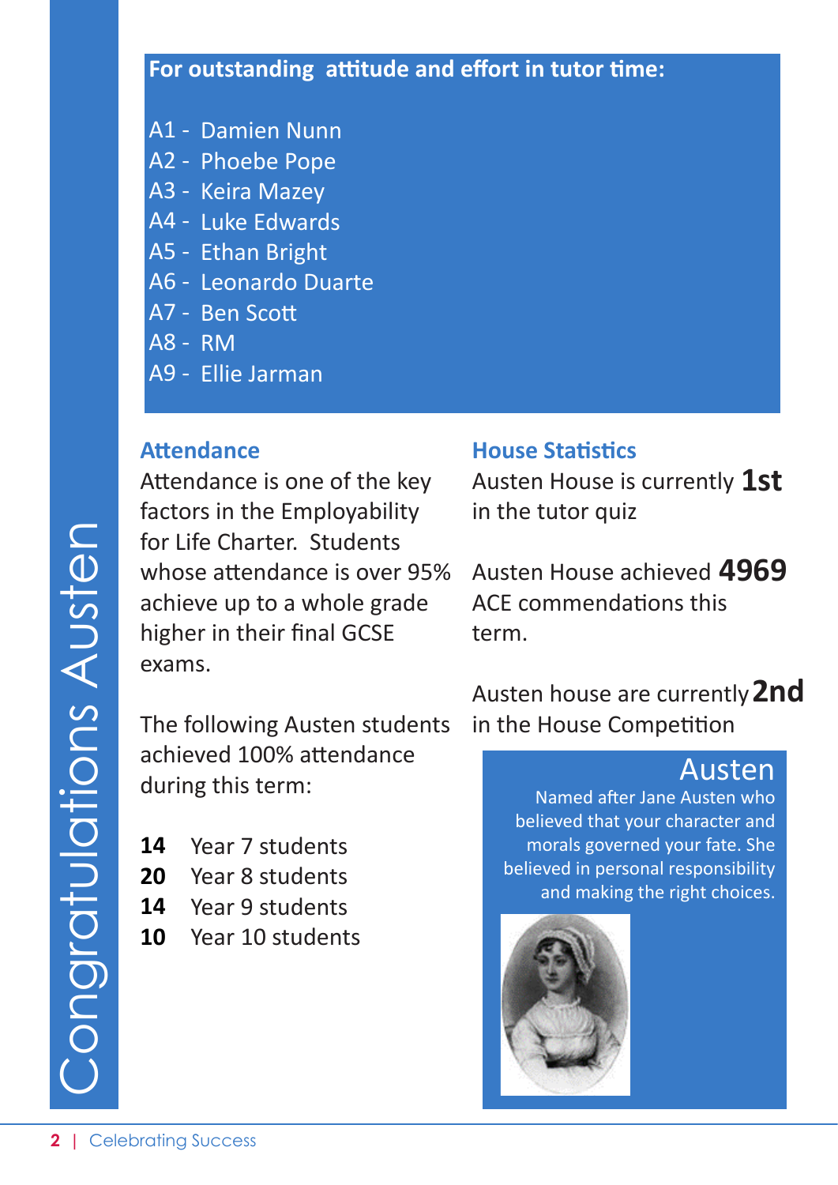# Congratulations Austen

**For outstanding attitude and effort in tutor time:**

A1 - Damien Nunn
A2 - Phoebe Pope
A3 - Keira Mazey
A4 - Luke Edwards
A5 - Ethan Bright
A6 - Leonardo Duarte
A7 - Ben Scott
A8 - RM
A9 - Ellie Jarman

## Attendance

Attendance is one of the key factors in the Employability for Life Charter. Students whose attendance is over 95% achieve up to a whole grade higher in their final GCSE exams.

The following Austen students achieved 100% attendance during this term:

**14** Year 7 students
**20** Year 8 students
**14** Year 9 students
**10** Year 10 students

## House Statistics

Austen House is currently **1st** in the tutor quiz

Austen House achieved **4969** ACE commendations this term.

Austen house are currently **2nd** in the House Competition

### Austen

Named after Jane Austen who believed that your character and morals governed your fate. She believed in personal responsibility and making the right choices.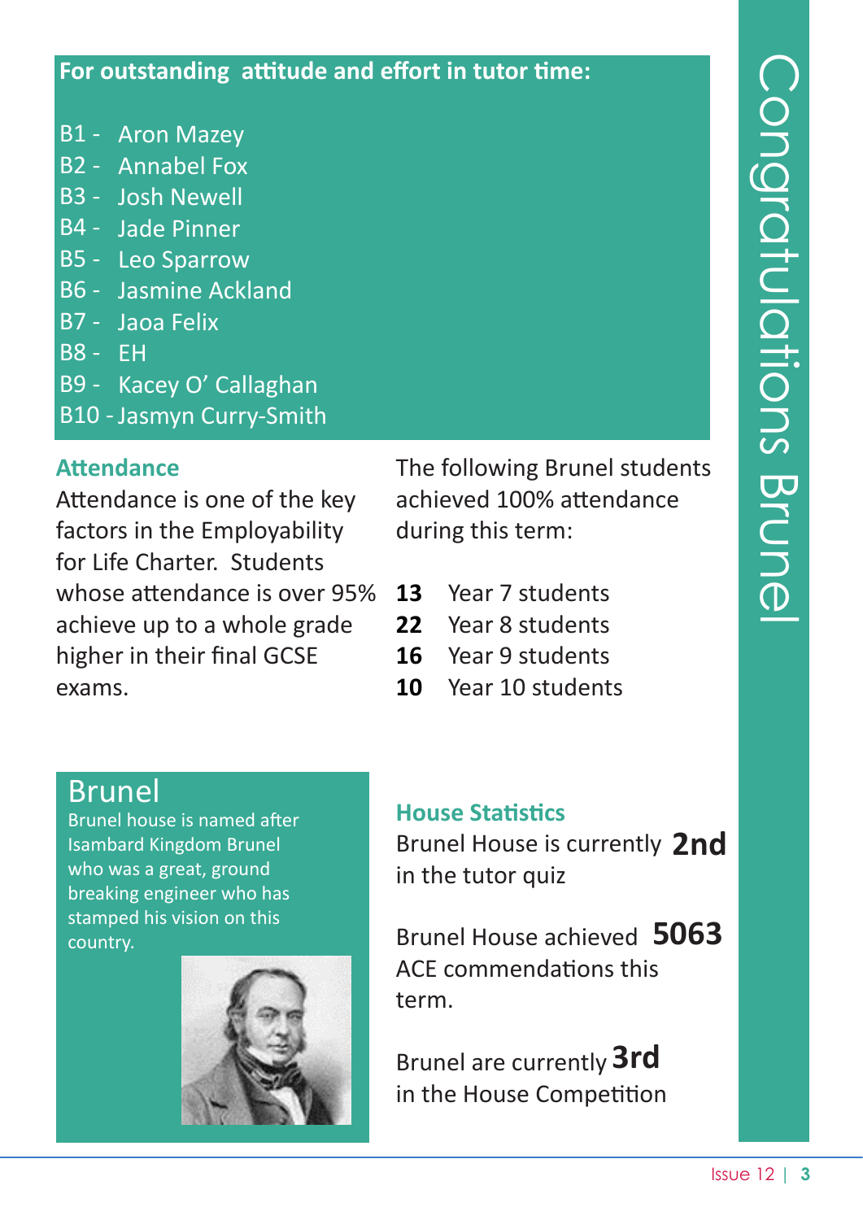# Congratulations Brunel

**For outstanding attitude and effort in tutor time:**

- B1 - Aron Mazey
- B2 - Annabel Fox
- B3 - Josh Newell
- B4 - Jade Pinner
- B5 - Leo Sparrow
- B6 - Jasmine Ackland
- B7 - Jaoa Felix
- B8 - EH
- B9 - Kacey O' Callaghan
- B10 - Jasmyn Curry-Smith

## Attendance

Attendance is one of the key factors in the Employability for Life Charter. Students whose attendance is over 95% achieve up to a whole grade higher in their final GCSE exams.

The following Brunel students achieved 100% attendance during this term:

- **13** Year 7 students
- **22** Year 8 students
- **16** Year 9 students
- **10** Year 10 students

## Brunel

Brunel house is named after Isambard Kingdom Brunel who was a great, ground breaking engineer who has stamped his vision on this country.

## House Statistics

Brunel House is currently **2nd** in the tutor quiz

Brunel House achieved **5063** ACE commendations this term.

Brunel are currently **3rd** in the House Competition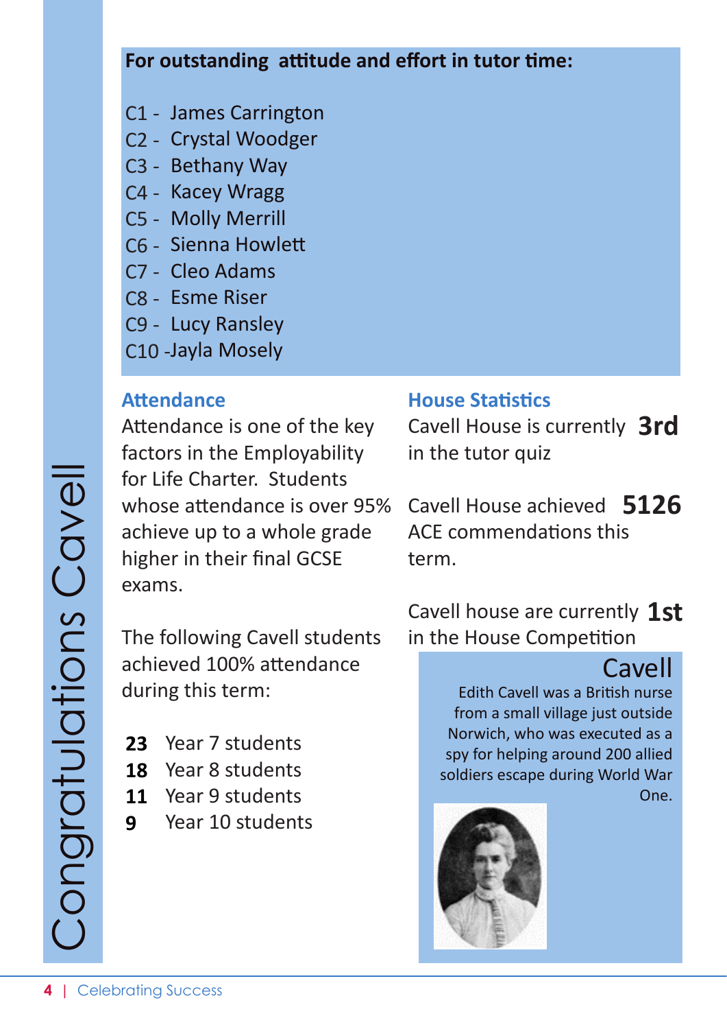# Congratulations Cavell

**For outstanding attitude and effort in tutor time:**

C1 - James Carrington
C2 - Crystal Woodger
C3 - Bethany Way
C4 - Kacey Wragg
C5 - Molly Merrill
C6 - Sienna Howlett
C7 - Cleo Adams
C8 - Esme Riser
C9 - Lucy Ransley
C10 -Jayla Mosely

## Attendance

Attendance is one of the key factors in the Employability for Life Charter. Students whose attendance is over 95% achieve up to a whole grade higher in their final GCSE exams.

The following Cavell students achieved 100% attendance during this term:

**23** Year 7 students
**18** Year 8 students
**11** Year 9 students
**9** Year 10 students

## House Statistics

Cavell House is currently **3rd** in the tutor quiz

Cavell House achieved **5126** ACE commendations this term.

Cavell house are currently **1st** in the House Competition

### Cavell

Edith Cavell was a British nurse from a small village just outside Norwich, who was executed as a spy for helping around 200 allied soldiers escape during World War One.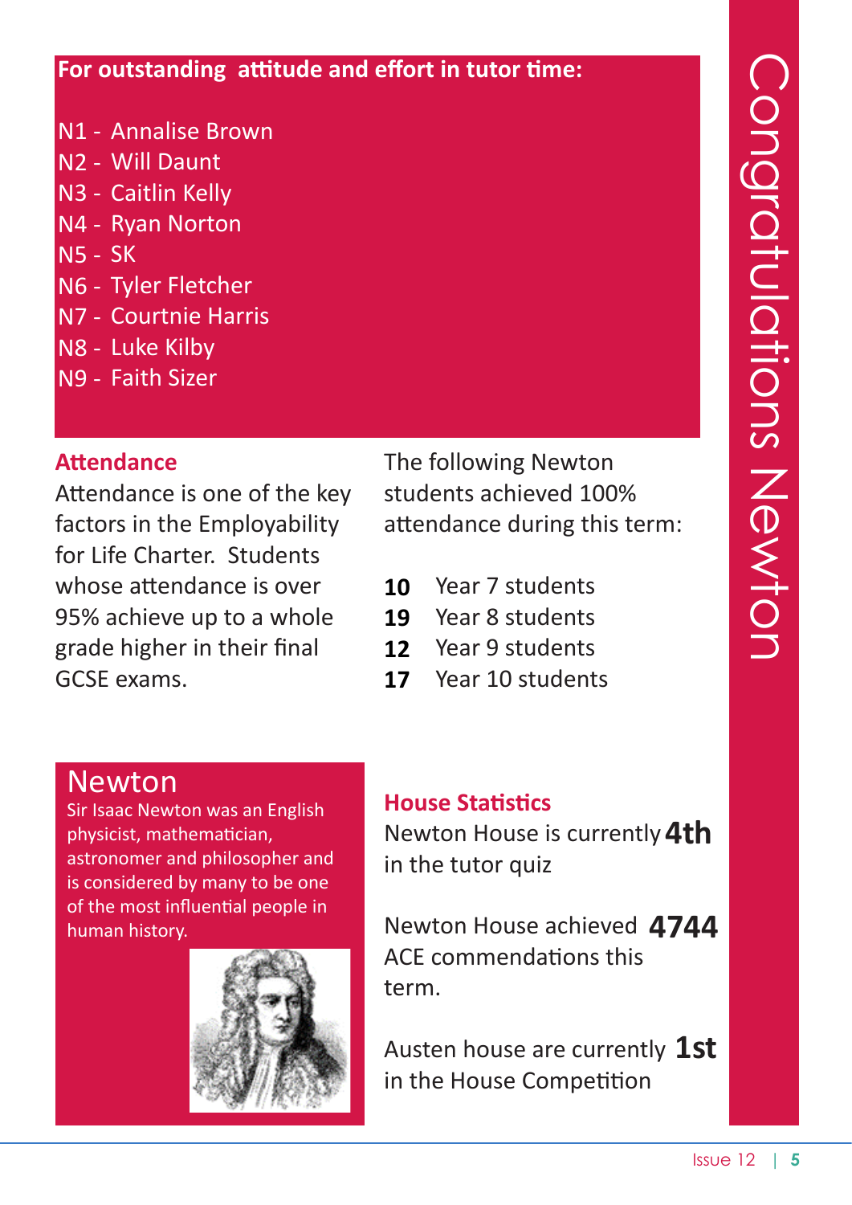# Congratulations Newton

**For outstanding attitude and effort in tutor time:**

N1 - Annalise Brown
N2 - Will Daunt
N3 - Caitlin Kelly
N4 - Ryan Norton
N5 - SK
N6 - Tyler Fletcher
N7 - Courtnie Harris
N8 - Luke Kilby
N9 - Faith Sizer

## Attendance

Attendance is one of the key factors in the Employability for Life Charter. Students whose attendance is over 95% achieve up to a whole grade higher in their final GCSE exams.

The following Newton students achieved 100% attendance during this term:

**10** Year 7 students
**19** Year 8 students
**12** Year 9 students
**17** Year 10 students

## Newton

Sir Isaac Newton was an English physicist, mathematician, astronomer and philosopher and is considered by many to be one of the most influential people in human history.

## House Statistics

Newton House is currently **4th** in the tutor quiz

Newton House achieved **4744** ACE commendations this term.

Austen house are currently **1st** in the House Competition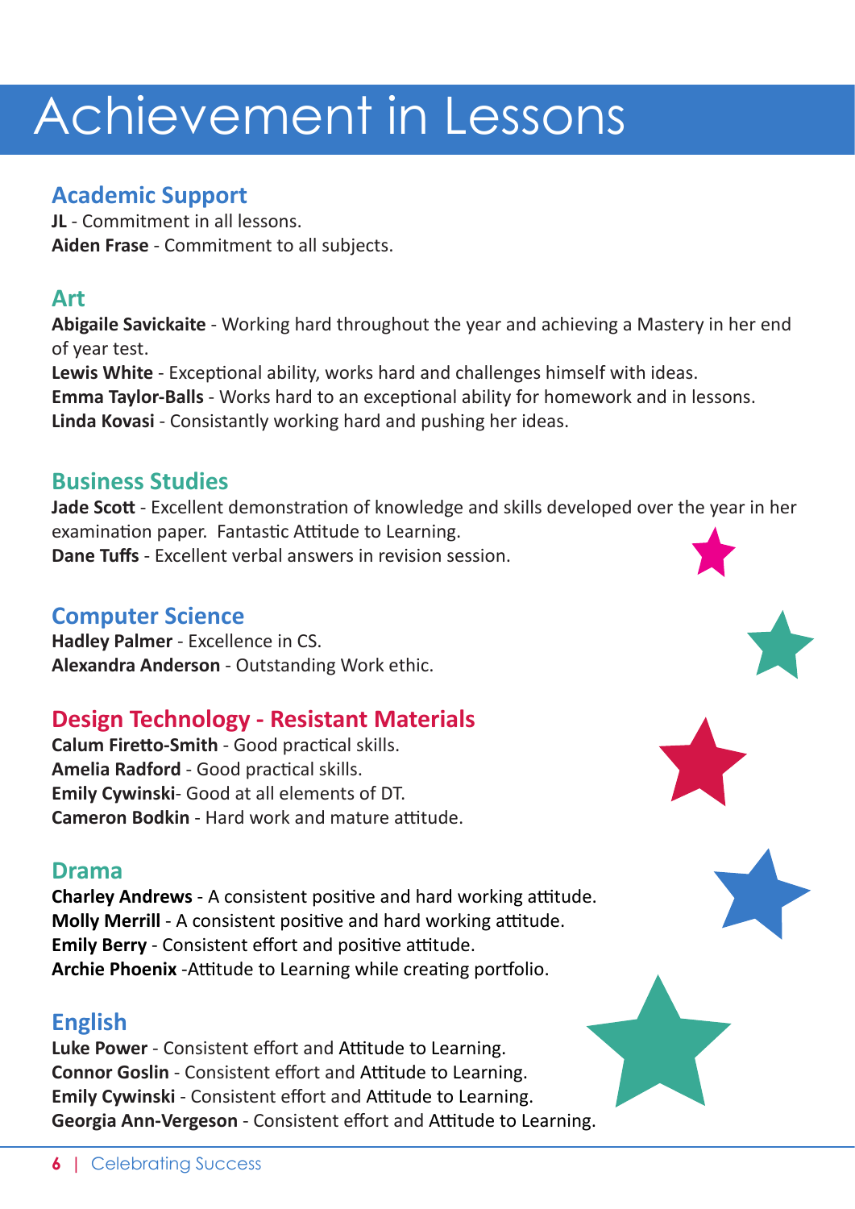# Achievement in Lessons

## Academic Support

**JL** - Commitment in all lessons.
**Aiden Frase** - Commitment to all subjects.

## Art

**Abigaile Savickaite** - Working hard throughout the year and achieving a Mastery in her end of year test.
**Lewis White** - Exceptional ability, works hard and challenges himself with ideas.
**Emma Taylor-Balls** - Works hard to an exceptional ability for homework and in lessons.
**Linda Kovasi** - Consistantly working hard and pushing her ideas.

## Business Studies

**Jade Scott** - Excellent demonstration of knowledge and skills developed over the year in her examination paper. Fantastic Attitude to Learning.
**Dane Tuffs** - Excellent verbal answers in revision session.

## Computer Science

**Hadley Palmer** - Excellence in CS.
**Alexandra Anderson** - Outstanding Work ethic.

## Design Technology - Resistant Materials

**Calum Firetto-Smith** - Good practical skills.
**Amelia Radford** - Good practical skills.
**Emily Cywinski**- Good at all elements of DT.
**Cameron Bodkin** - Hard work and mature attitude.

## Drama

**Charley Andrews** - A consistent positive and hard working attitude.
**Molly Merrill** - A consistent positive and hard working attitude.
**Emily Berry** - Consistent effort and positive attitude.
**Archie Phoenix** -Attitude to Learning while creating portfolio.

## English

**Luke Power** - Consistent effort and Attitude to Learning.
**Connor Goslin** - Consistent effort and Attitude to Learning.
**Emily Cywinski** - Consistent effort and Attitude to Learning.
**Georgia Ann-Vergeson** - Consistent effort and Attitude to Learning.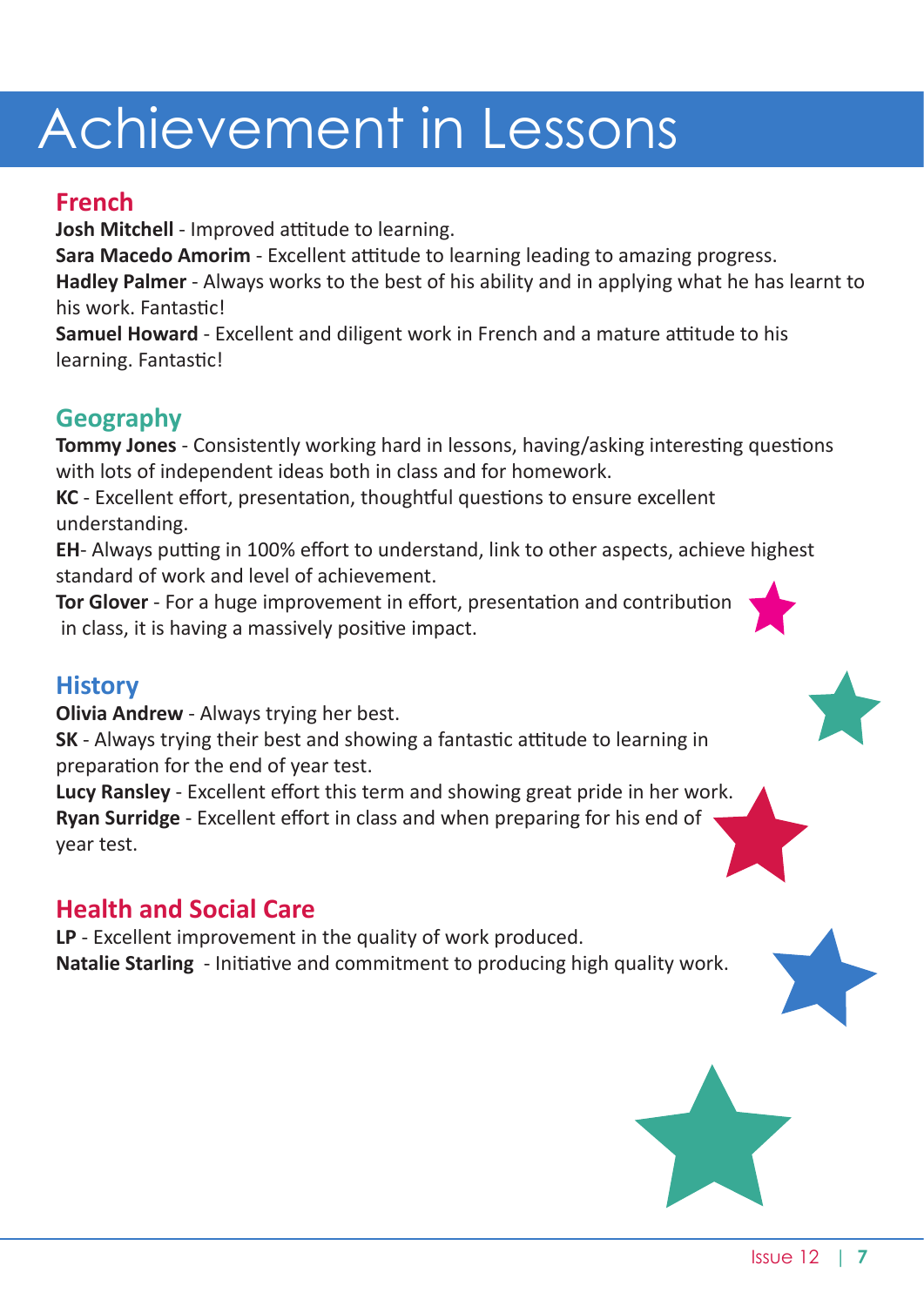# Achievement in Lessons

## French

**Josh Mitchell** - Improved attitude to learning.

**Sara Macedo Amorim** - Excellent attitude to learning leading to amazing progress.

**Hadley Palmer** - Always works to the best of his ability and in applying what he has learnt to his work. Fantastic!

**Samuel Howard** - Excellent and diligent work in French and a mature attitude to his learning. Fantastic!

## Geography

**Tommy Jones** - Consistently working hard in lessons, having/asking interesting questions with lots of independent ideas both in class and for homework.

**KC** - Excellent effort, presentation, thoughtful questions to ensure excellent understanding.

**EH**- Always putting in 100% effort to understand, link to other aspects, achieve highest standard of work and level of achievement.

**Tor Glover** - For a huge improvement in effort, presentation and contribution in class, it is having a massively positive impact.

## History

**Olivia Andrew** - Always trying her best.

**SK** - Always trying their best and showing a fantastic attitude to learning in preparation for the end of year test.

**Lucy Ransley** - Excellent effort this term and showing great pride in her work.

**Ryan Surridge** - Excellent effort in class and when preparing for his end of year test.

## Health and Social Care

**LP** - Excellent improvement in the quality of work produced.

**Natalie Starling** - Initiative and commitment to producing high quality work.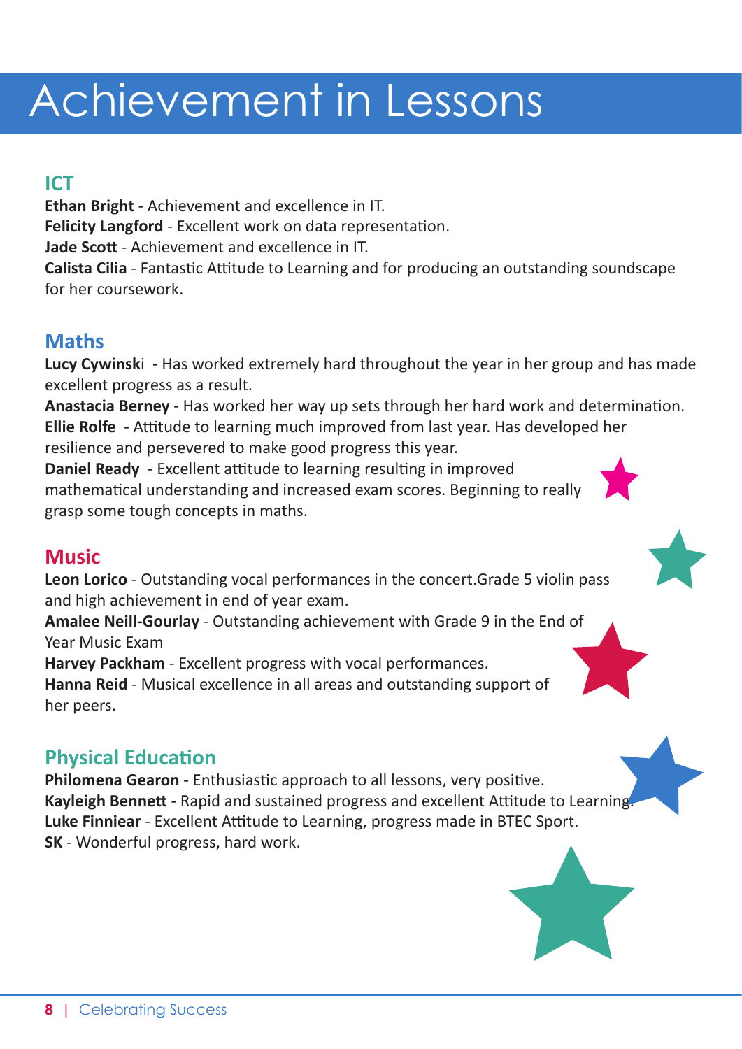# Achievement in Lessons

## ICT

**Ethan Bright** - Achievement and excellence in IT.
**Felicity Langford** - Excellent work on data representation.
**Jade Scott** - Achievement and excellence in IT.
**Calista Cilia** - Fantastic Attitude to Learning and for producing an outstanding soundscape for her coursework.

## Maths

**Lucy Cywinsk**i - Has worked extremely hard throughout the year in her group and has made excellent progress as a result.
**Anastacia Berney** - Has worked her way up sets through her hard work and determination.
**Ellie Rolfe** - Attitude to learning much improved from last year. Has developed her resilience and persevered to make good progress this year.
**Daniel Ready** - Excellent attitude to learning resulting in improved mathematical understanding and increased exam scores. Beginning to really grasp some tough concepts in maths.

## Music

**Leon Lorico** - Outstanding vocal performances in the concert.Grade 5 violin pass and high achievement in end of year exam.
**Amalee Neill-Gourlay** - Outstanding achievement with Grade 9 in the End of Year Music Exam
**Harvey Packham** - Excellent progress with vocal performances.
**Hanna Reid** - Musical excellence in all areas and outstanding support of her peers.

## Physical Education

**Philomena Gearon** - Enthusiastic approach to all lessons, very positive.
**Kayleigh Bennett** - Rapid and sustained progress and excellent Attitude to Learning.
**Luke Finniear** - Excellent Attitude to Learning, progress made in BTEC Sport.
**SK** - Wonderful progress, hard work.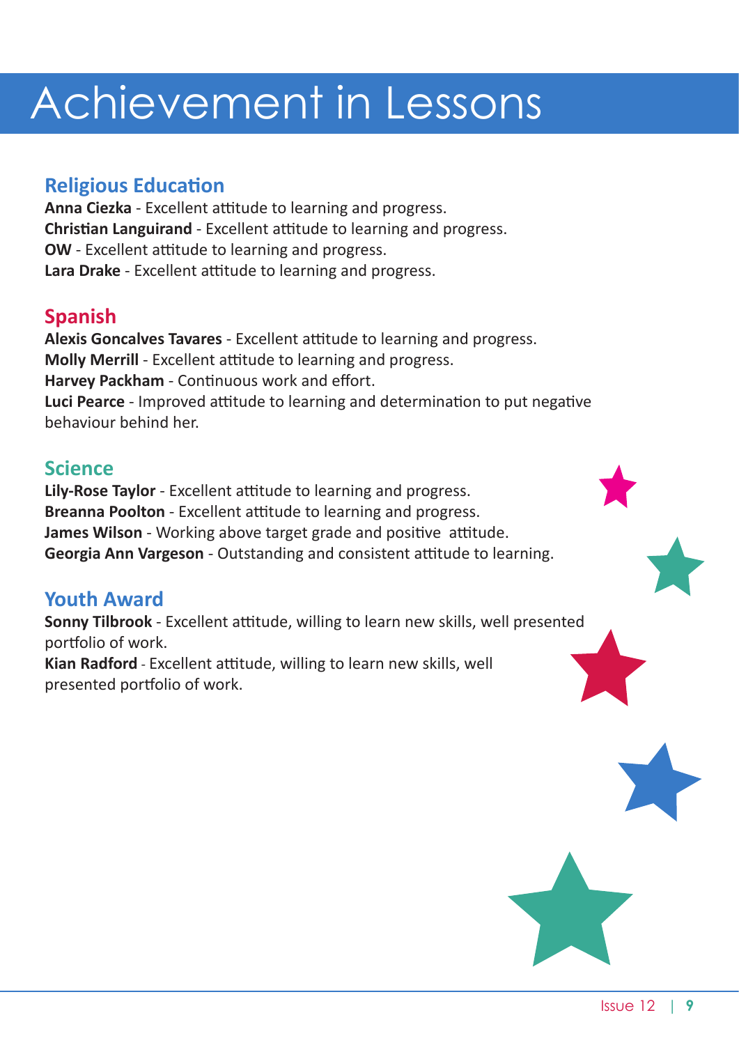# Achievement in Lessons

## Religious Education

**Anna Ciezka** - Excellent attitude to learning and progress.
**Christian Languirand** - Excellent attitude to learning and progress.
**OW** - Excellent attitude to learning and progress.
**Lara Drake** - Excellent attitude to learning and progress.

## Spanish

**Alexis Goncalves Tavares** - Excellent attitude to learning and progress.
**Molly Merrill** - Excellent attitude to learning and progress.
**Harvey Packham** - Continuous work and effort.
**Luci Pearce** - Improved attitude to learning and determination to put negative behaviour behind her.

## Science

**Lily-Rose Taylor** - Excellent attitude to learning and progress.
**Breanna Poolton** - Excellent attitude to learning and progress.
**James Wilson** - Working above target grade and positive attitude.
**Georgia Ann Vargeson** - Outstanding and consistent attitude to learning.

## Youth Award

**Sonny Tilbrook** - Excellent attitude, willing to learn new skills, well presented portfolio of work.
**Kian Radford** - Excellent attitude, willing to learn new skills, well presented portfolio of work.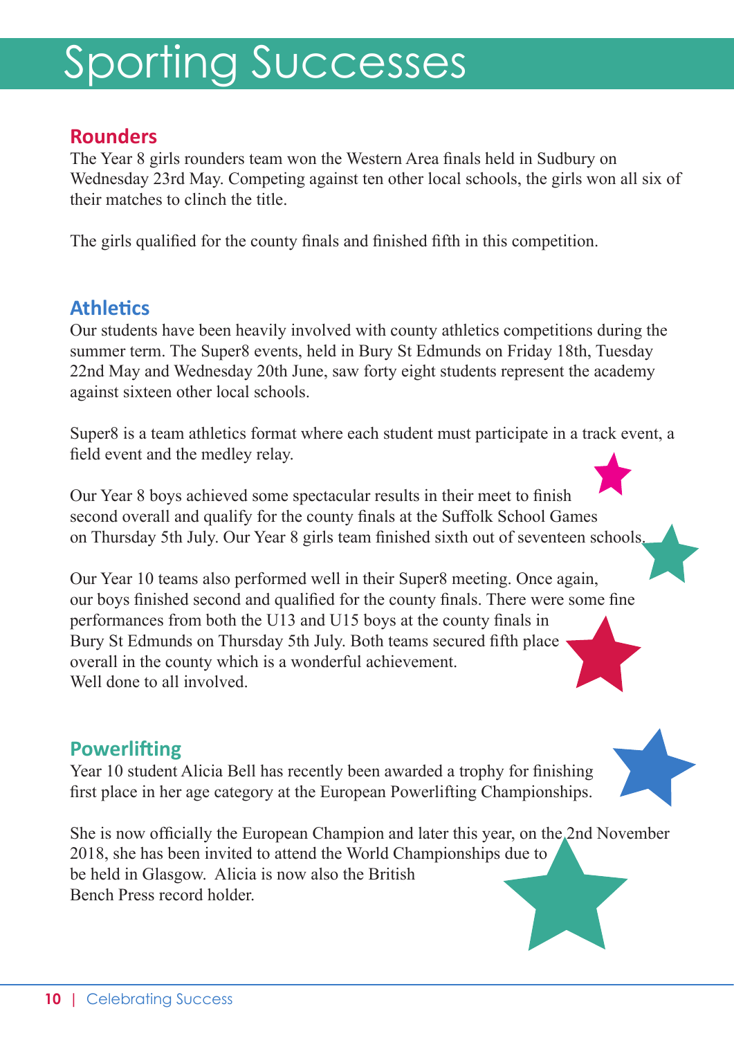# Sporting Successes

## Rounders

The Year 8 girls rounders team won the Western Area finals held in Sudbury on Wednesday 23rd May. Competing against ten other local schools, the girls won all six of their matches to clinch the title.

The girls qualified for the county finals and finished fifth in this competition.

## Athletics

Our students have been heavily involved with county athletics competitions during the summer term. The Super8 events, held in Bury St Edmunds on Friday 18th, Tuesday 22nd May and Wednesday 20th June, saw forty eight students represent the academy against sixteen other local schools.

Super8 is a team athletics format where each student must participate in a track event, a field event and the medley relay.

Our Year 8 boys achieved some spectacular results in their meet to finish second overall and qualify for the county finals at the Suffolk School Games on Thursday 5th July. Our Year 8 girls team finished sixth out of seventeen schools.

Our Year 10 teams also performed well in their Super8 meeting. Once again, our boys finished second and qualified for the county finals. There were some fine performances from both the U13 and U15 boys at the county finals in Bury St Edmunds on Thursday 5th July. Both teams secured fifth place overall in the county which is a wonderful achievement.
Well done to all involved.

## Powerlifting

Year 10 student Alicia Bell has recently been awarded a trophy for finishing first place in her age category at the European Powerlifting Championships.

She is now officially the European Champion and later this year, on the 2nd November 2018, she has been invited to attend the World Championships due to be held in Glasgow. Alicia is now also the British Bench Press record holder.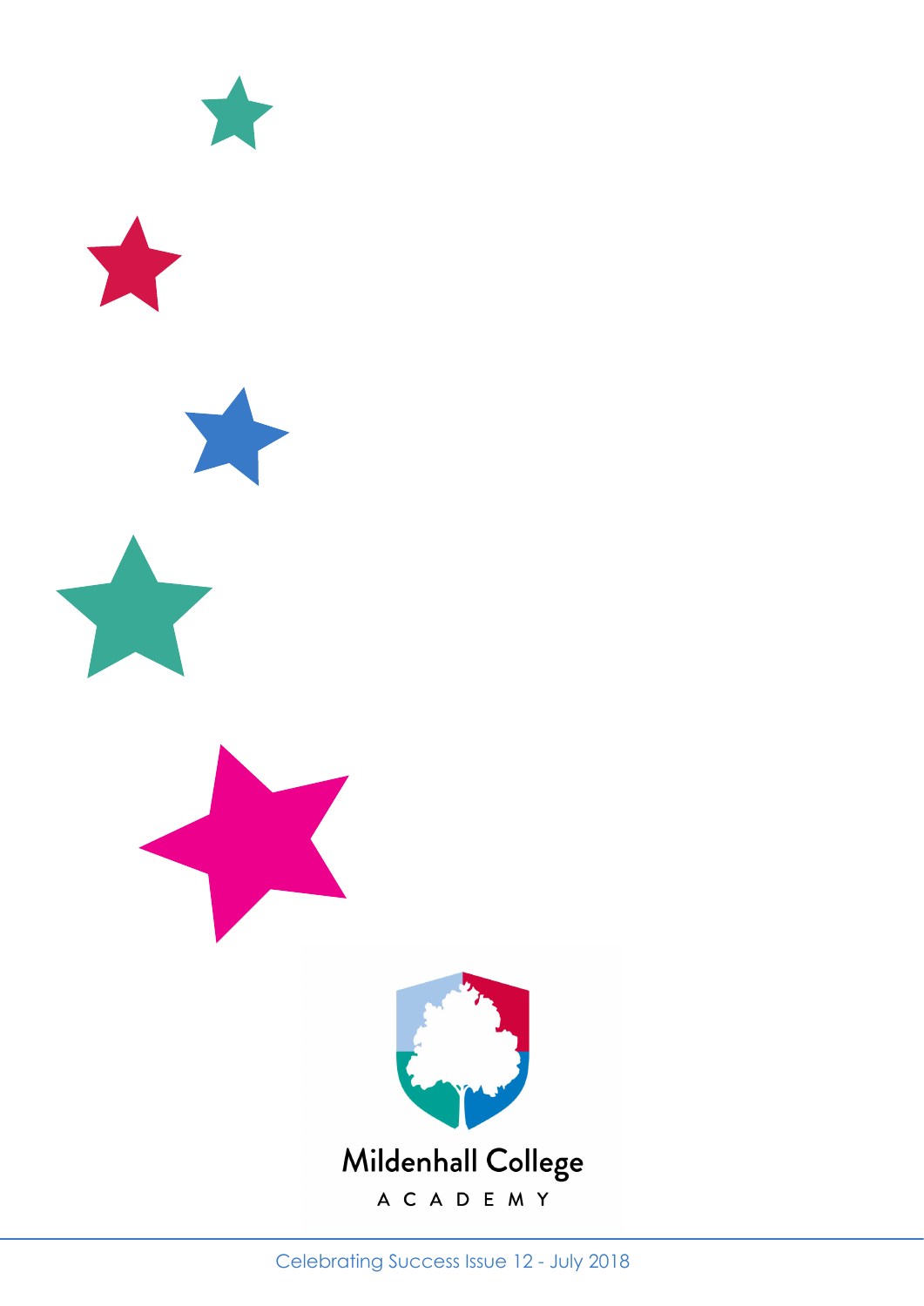Mildenhall College

ACADEMY

Celebrating Success Issue 12 - July 2018